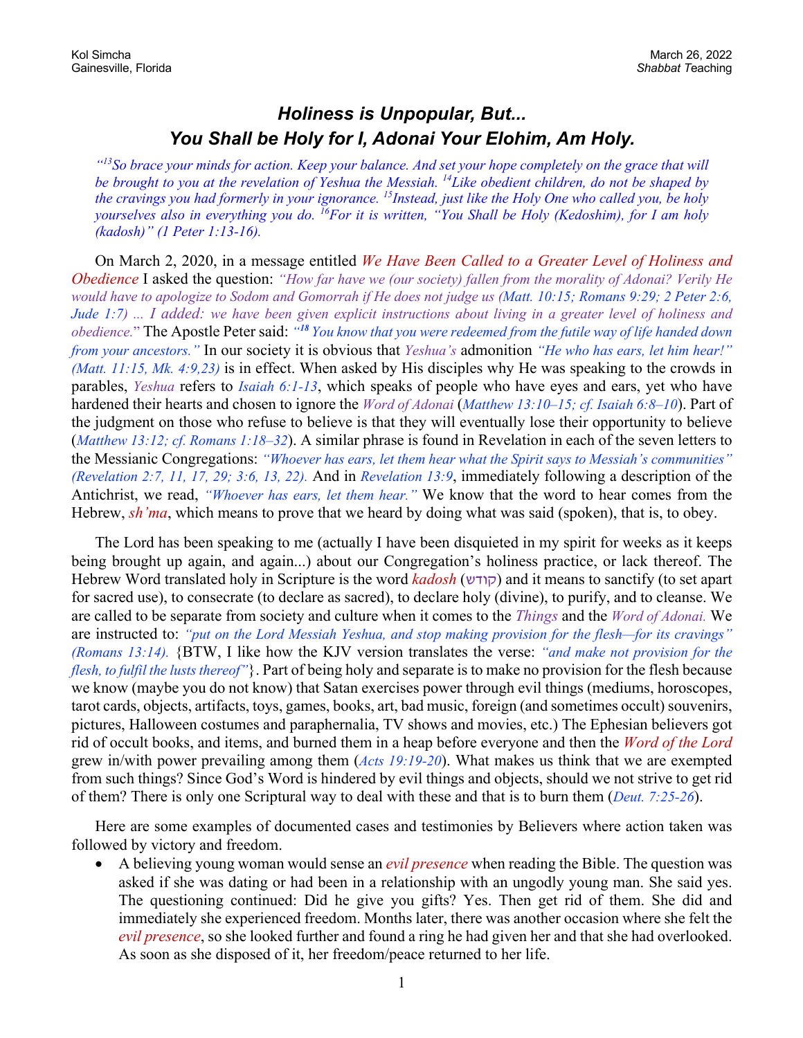Kol Simcha
Gainesville, Florida

March 26, 2022
*Shabbat* Teaching

# Holiness is Unpopular, But... You Shall be Holy for I, Adonai Your Elohim, Am Holy.

*"[13]So brace your minds for action. Keep your balance. And set your hope completely on the grace that will be brought to you at the revelation of Yeshua the Messiah. [14]Like obedient children, do not be shaped by the cravings you had formerly in your ignorance. [15]Instead, just like the Holy One who called you, be holy yourselves also in everything you do. [16]For it is written, "You Shall be Holy (Kedoshim), for I am holy (kadosh)" (1 Peter 1:13-16).*

On March 2, 2020, in a message entitled *We Have Been Called to a Greater Level of Holiness and Obedience* I asked the question: *"How far have we (our society) fallen from the morality of Adonai? Verily He would have to apologize to Sodom and Gomorrah if He does not judge us (Matt. 10:15; Romans 9:29; 2 Peter 2:6, Jude 1:7) ... I added: we have been given explicit instructions about living in a greater level of holiness and obedience."* The Apostle Peter said: *"[18] You know that you were redeemed from the futile way of life handed down from your ancestors."* In our society it is obvious that *Yeshua's* admonition *"He who has ears, let him hear!" (Matt. 11:15, Mk. 4:9,23)* is in effect. When asked by His disciples why He was speaking to the crowds in parables, *Yeshua* refers to *Isaiah 6:1-13*, which speaks of people who have eyes and ears, yet who have hardened their hearts and chosen to ignore the *Word of Adonai* (*Matthew 13:10–15; cf. Isaiah 6:8–10*). Part of the judgment on those who refuse to believe is that they will eventually lose their opportunity to believe (*Matthew 13:12; cf. Romans 1:18–32*). A similar phrase is found in Revelation in each of the seven letters to the Messianic Congregations: *"Whoever has ears, let them hear what the Spirit says to Messiah's communities" (Revelation 2:7, 11, 17, 29; 3:6, 13, 22).* And in *Revelation 13:9*, immediately following a description of the Antichrist, we read, *"Whoever has ears, let them hear."* We know that the word to hear comes from the Hebrew, *sh'ma*, which means to prove that we heard by doing what was said (spoken), that is, to obey.

The Lord has been speaking to me (actually I have been disquieted in my spirit for weeks as it keeps being brought up again, and again...) about our Congregation's holiness practice, or lack thereof. The Hebrew Word translated holy in Scripture is the word *kadosh* (קודש) and it means to sanctify (to set apart for sacred use), to consecrate (to declare as sacred), to declare holy (divine), to purify, and to cleanse. We are called to be separate from society and culture when it comes to the *Things* and the *Word of Adonai.* We are instructed to: *"put on the Lord Messiah Yeshua, and stop making provision for the flesh—for its cravings" (Romans 13:14).* {BTW, I like how the KJV version translates the verse: *"and make not provision for the flesh, to fulfil the lusts thereof"*}. Part of being holy and separate is to make no provision for the flesh because we know (maybe you do not know) that Satan exercises power through evil things (mediums, horoscopes, tarot cards, objects, artifacts, toys, games, books, art, bad music, foreign (and sometimes occult) souvenirs, pictures, Halloween costumes and paraphernalia, TV shows and movies, etc.) The Ephesian believers got rid of occult books, and items, and burned them in a heap before everyone and then the *Word of the Lord* grew in/with power prevailing among them (*Acts 19:19-20*). What makes us think that we are exempted from such things? Since God's Word is hindered by evil things and objects, should we not strive to get rid of them? There is only one Scriptural way to deal with these and that is to burn them (*Deut. 7:25-26*).

Here are some examples of documented cases and testimonies by Believers where action taken was followed by victory and freedom.

- A believing young woman would sense an *evil presence* when reading the Bible. The question was asked if she was dating or had been in a relationship with an ungodly young man. She said yes. The questioning continued: Did he give you gifts? Yes. Then get rid of them. She did and immediately she experienced freedom. Months later, there was another occasion where she felt the *evil presence*, so she looked further and found a ring he had given her and that she had overlooked. As soon as she disposed of it, her freedom/peace returned to her life.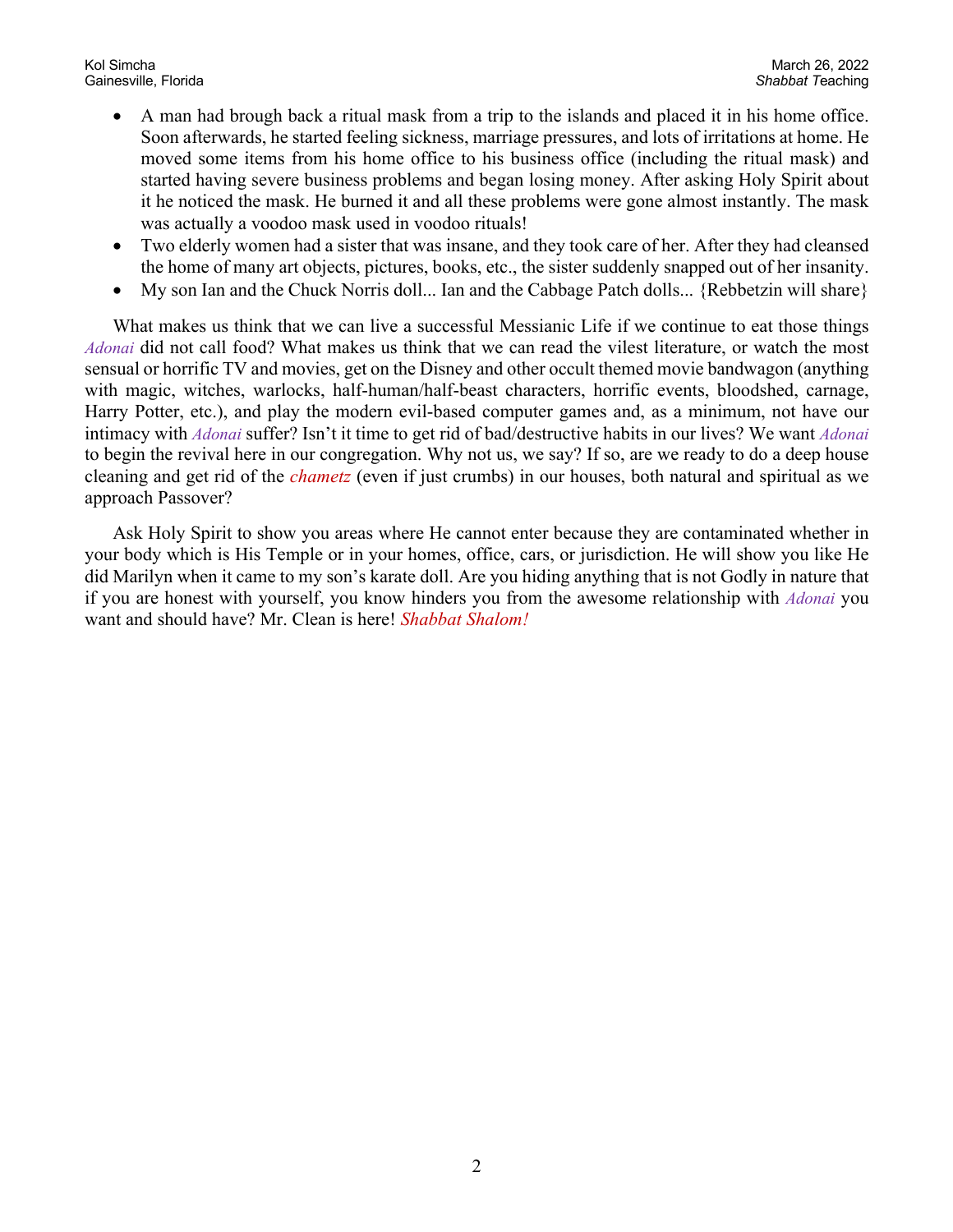- A man had brough back a ritual mask from a trip to the islands and placed it in his home office. Soon afterwards, he started feeling sickness, marriage pressures, and lots of irritations at home. He moved some items from his home office to his business office (including the ritual mask) and started having severe business problems and began losing money. After asking Holy Spirit about it he noticed the mask. He burned it and all these problems were gone almost instantly. The mask was actually a voodoo mask used in voodoo rituals!
- Two elderly women had a sister that was insane, and they took care of her. After they had cleansed the home of many art objects, pictures, books, etc., the sister suddenly snapped out of her insanity.
- My son Ian and the Chuck Norris doll... Ian and the Cabbage Patch dolls... {Rebbetzin will share}

What makes us think that we can live a successful Messianic Life if we continue to eat those things *Adonai* did not call food? What makes us think that we can read the vilest literature, or watch the most sensual or horrific TV and movies, get on the Disney and other occult themed movie bandwagon (anything with magic, witches, warlocks, half-human/half-beast characters, horrific events, bloodshed, carnage, Harry Potter, etc.), and play the modern evil-based computer games and, as a minimum, not have our intimacy with *Adonai* suffer? Isn't it time to get rid of bad/destructive habits in our lives? We want *Adonai* to begin the revival here in our congregation. Why not us, we say? If so, are we ready to do a deep house cleaning and get rid of the *chametz* (even if just crumbs) in our houses, both natural and spiritual as we approach Passover?

Ask Holy Spirit to show you areas where He cannot enter because they are contaminated whether in your body which is His Temple or in your homes, office, cars, or jurisdiction. He will show you like He did Marilyn when it came to my son's karate doll. Are you hiding anything that is not Godly in nature that if you are honest with yourself, you know hinders you from the awesome relationship with *Adonai* you want and should have? Mr. Clean is here! *Shabbat Shalom!*